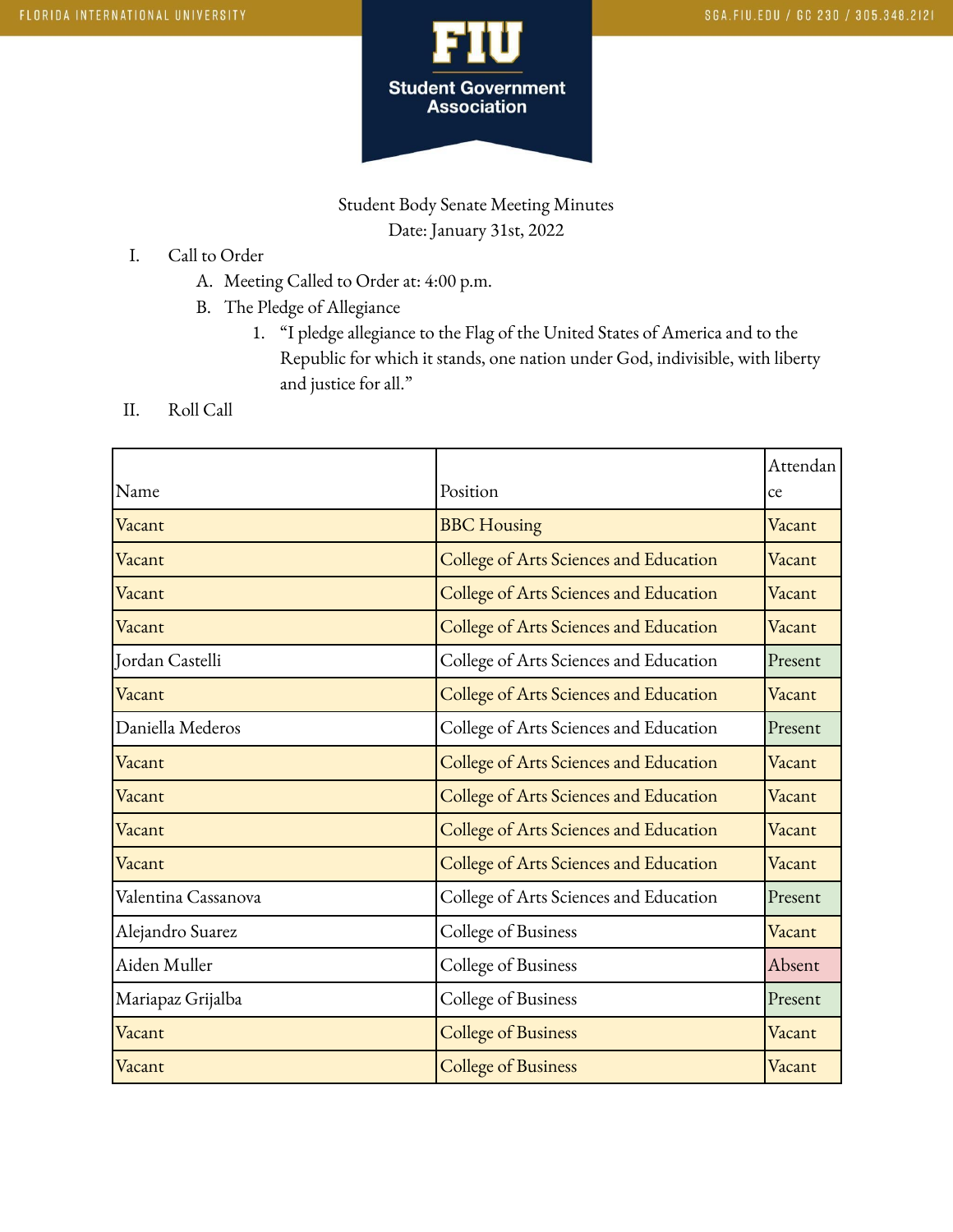Student Body Senate Meeting Minutes
Date: January 31st, 2022

I. Call to Order
   A. Meeting Called to Order at: 4:00 p.m.
   B. The Pledge of Allegiance
      1. "I pledge allegiance to the Flag of the United States of America and to the Republic for which it stands, one nation under God, indivisible, with liberty and justice for all."

II. Roll Call

| Name | Position | Attendance |
|---|---|---|
| Vacant | BBC Housing | Vacant |
| Vacant | College of Arts Sciences and Education | Vacant |
| Vacant | College of Arts Sciences and Education | Vacant |
| Vacant | College of Arts Sciences and Education | Vacant |
| Jordan Castelli | College of Arts Sciences and Education | Present |
| Vacant | College of Arts Sciences and Education | Vacant |
| Daniella Mederos | College of Arts Sciences and Education | Present |
| Vacant | College of Arts Sciences and Education | Vacant |
| Vacant | College of Arts Sciences and Education | Vacant |
| Vacant | College of Arts Sciences and Education | Vacant |
| Vacant | College of Arts Sciences and Education | Vacant |
| Valentina Cassanova | College of Arts Sciences and Education | Present |
| Alejandro Suarez | College of Business | Vacant |
| Aiden Muller | College of Business | Absent |
| Mariapaz Grijalba | College of Business | Present |
| Vacant | College of Business | Vacant |
| Vacant | College of Business | Vacant |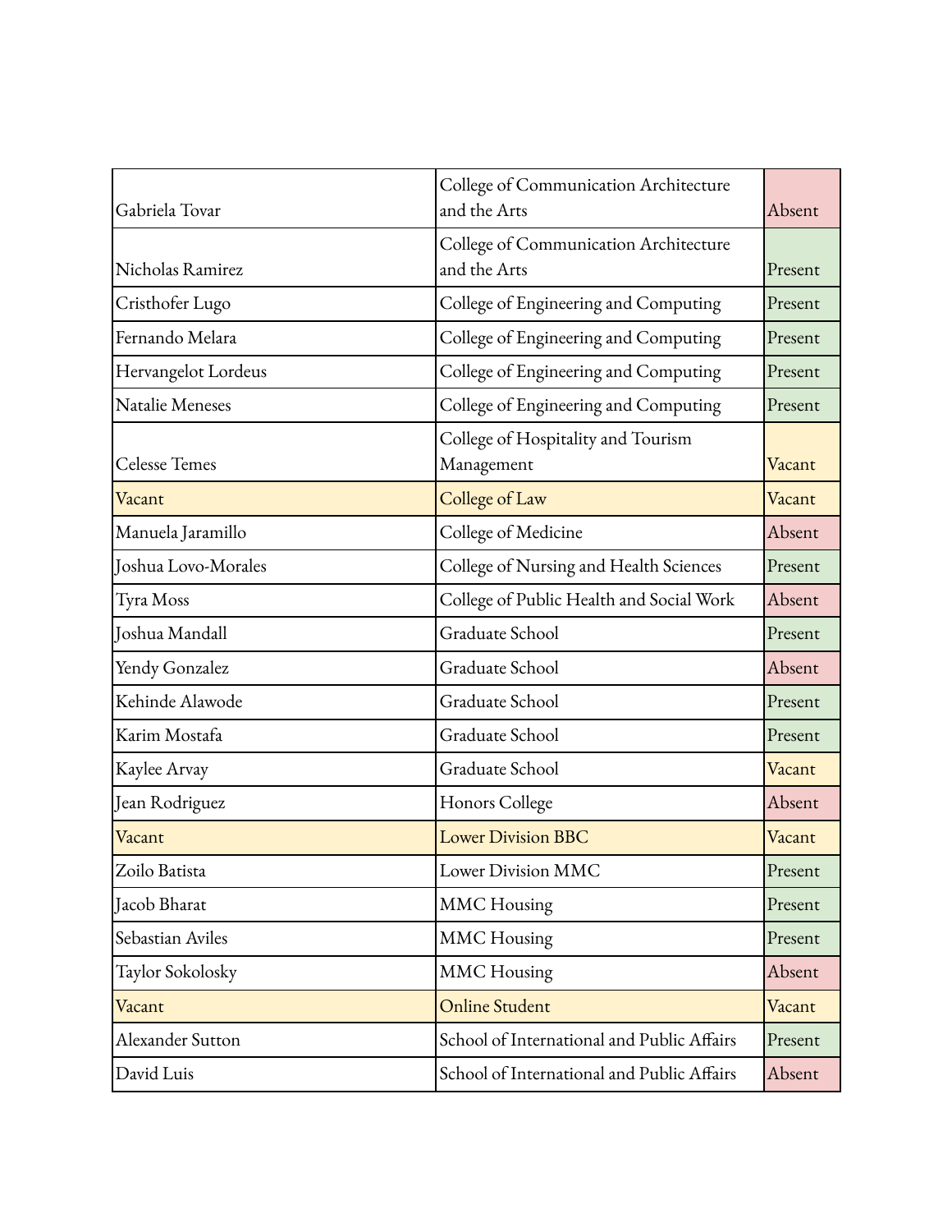| | | |
|---|---|---|
| Gabriela Tovar | College of Communication Architecture and the Arts | Absent |
| Nicholas Ramirez | College of Communication Architecture and the Arts | Present |
| Cristhofer Lugo | College of Engineering and Computing | Present |
| Fernando Melara | College of Engineering and Computing | Present |
| Hervangelot Lordeus | College of Engineering and Computing | Present |
| Natalie Meneses | College of Engineering and Computing | Present |
| Celesse Temes | College of Hospitality and Tourism Management | Vacant |
| Vacant | College of Law | Vacant |
| Manuela Jaramillo | College of Medicine | Absent |
| Joshua Lovo-Morales | College of Nursing and Health Sciences | Present |
| Tyra Moss | College of Public Health and Social Work | Absent |
| Joshua Mandall | Graduate School | Present |
| Yendy Gonzalez | Graduate School | Absent |
| Kehinde Alawode | Graduate School | Present |
| Karim Mostafa | Graduate School | Present |
| Kaylee Arvay | Graduate School | Vacant |
| Jean Rodriguez | Honors College | Absent |
| Vacant | Lower Division BBC | Vacant |
| Zoilo Batista | Lower Division MMC | Present |
| Jacob Bharat | MMC Housing | Present |
| Sebastian Aviles | MMC Housing | Present |
| Taylor Sokolosky | MMC Housing | Absent |
| Vacant | Online Student | Vacant |
| Alexander Sutton | School of International and Public Affairs | Present |
| David Luis | School of International and Public Affairs | Absent |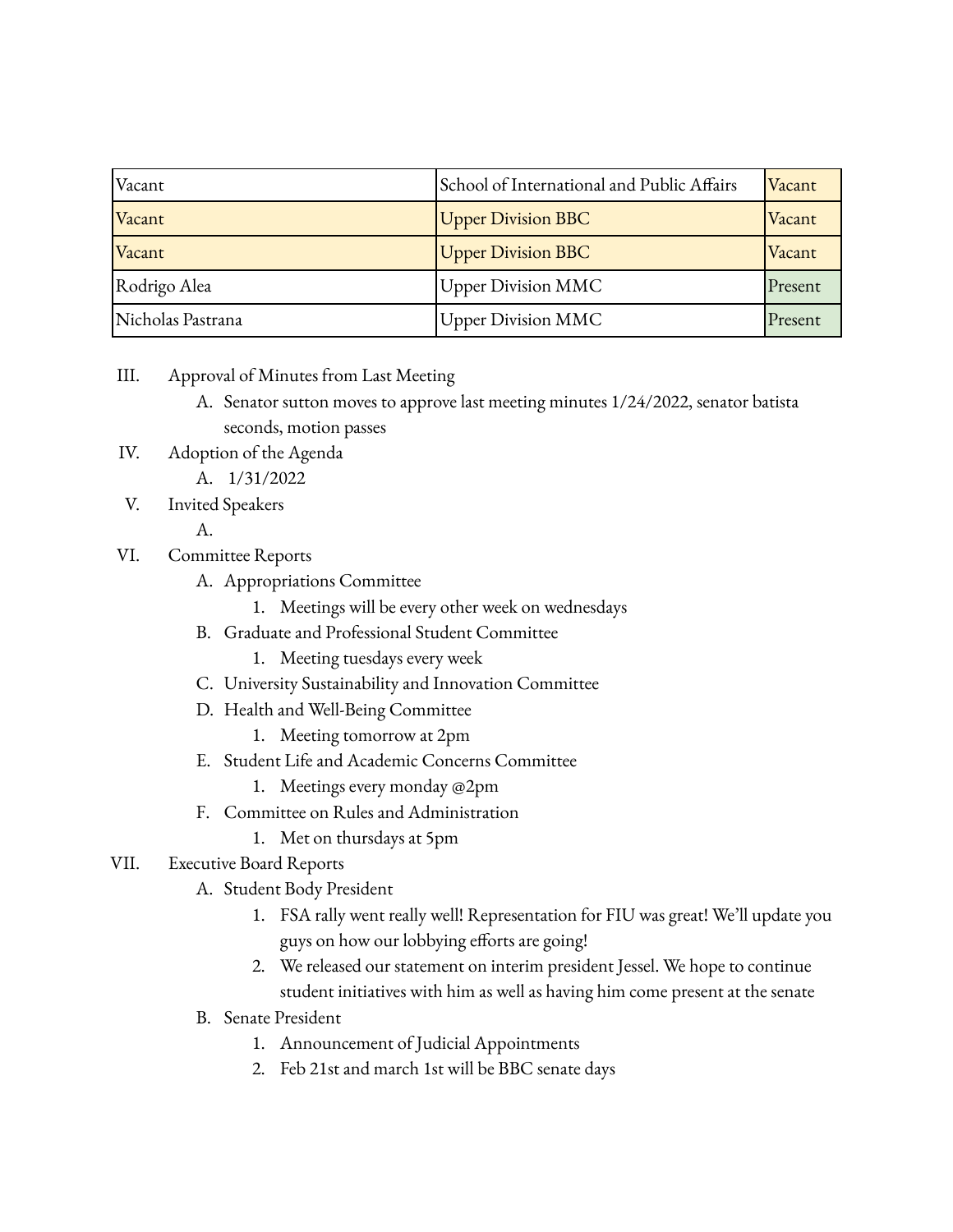| Vacant | School of International and Public Affairs | Vacant |
|---|---|---|
| Vacant | Upper Division BBC | Vacant |
| Vacant | Upper Division BBC | Vacant |
| Rodrigo Alea | Upper Division MMC | Present |
| Nicholas Pastrana | Upper Division MMC | Present |

III. Approval of Minutes from Last Meeting
   A. Senator sutton moves to approve last meeting minutes 1/24/2022, senator batista seconds, motion passes

IV. Adoption of the Agenda
   A. 1/31/2022

V. Invited Speakers
   A.

VI. Committee Reports
   A. Appropriations Committee
      1. Meetings will be every other week on wednesdays
   B. Graduate and Professional Student Committee
      1. Meeting tuesdays every week
   C. University Sustainability and Innovation Committee
   D. Health and Well-Being Committee
      1. Meeting tomorrow at 2pm
   E. Student Life and Academic Concerns Committee
      1. Meetings every monday @2pm
   F. Committee on Rules and Administration
      1. Met on thursdays at 5pm

VII. Executive Board Reports
   A. Student Body President
      1. FSA rally went really well! Representation for FIU was great! We'll update you guys on how our lobbying efforts are going!
      2. We released our statement on interim president Jessel. We hope to continue student initiatives with him as well as having him come present at the senate
   B. Senate President
      1. Announcement of Judicial Appointments
      2. Feb 21st and march 1st will be BBC senate days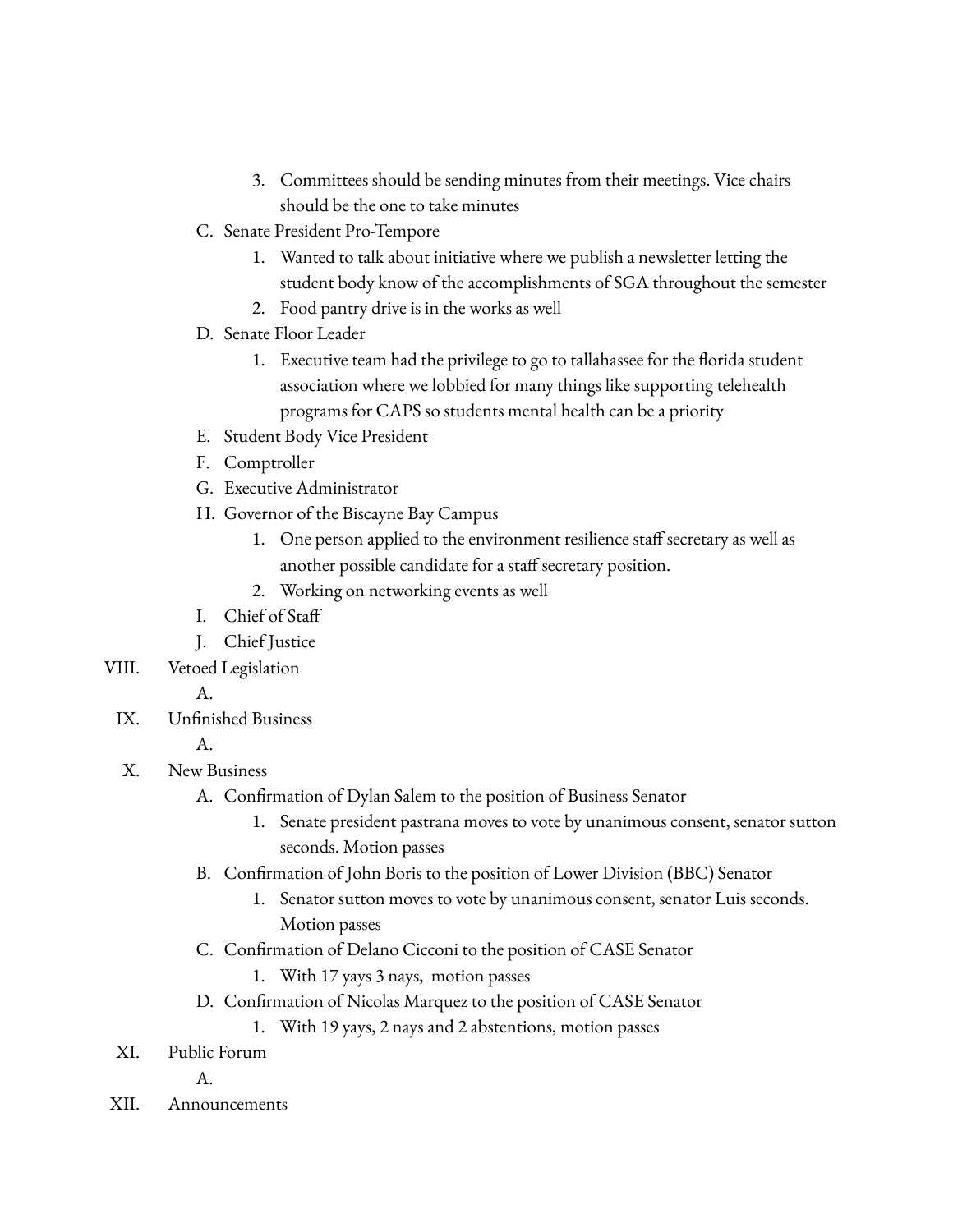3. Committees should be sending minutes from their meetings. Vice chairs should be the one to take minutes

C. Senate President Pro-Tempore

1. Wanted to talk about initiative where we publish a newsletter letting the student body know of the accomplishments of SGA throughout the semester
2. Food pantry drive is in the works as well

D. Senate Floor Leader

1. Executive team had the privilege to go to tallahassee for the florida student association where we lobbied for many things like supporting telehealth programs for CAPS so students mental health can be a priority

E. Student Body Vice President

F. Comptroller

G. Executive Administrator

H. Governor of the Biscayne Bay Campus

1. One person applied to the environment resilience staff secretary as well as another possible candidate for a staff secretary position.
2. Working on networking events as well

I. Chief of Staff

J. Chief Justice

VIII. Vetoed Legislation

A.

IX. Unfinished Business

A.

X. New Business

A. Confirmation of Dylan Salem to the position of Business Senator

1. Senate president pastrana moves to vote by unanimous consent, senator sutton seconds. Motion passes

B. Confirmation of John Boris to the position of Lower Division (BBC) Senator

1. Senator sutton moves to vote by unanimous consent, senator Luis seconds. Motion passes

C. Confirmation of Delano Cicconi to the position of CASE Senator

1. With 17 yays 3 nays, motion passes

D. Confirmation of Nicolas Marquez to the position of CASE Senator

1. With 19 yays, 2 nays and 2 abstentions, motion passes

XI. Public Forum

A.

XII. Announcements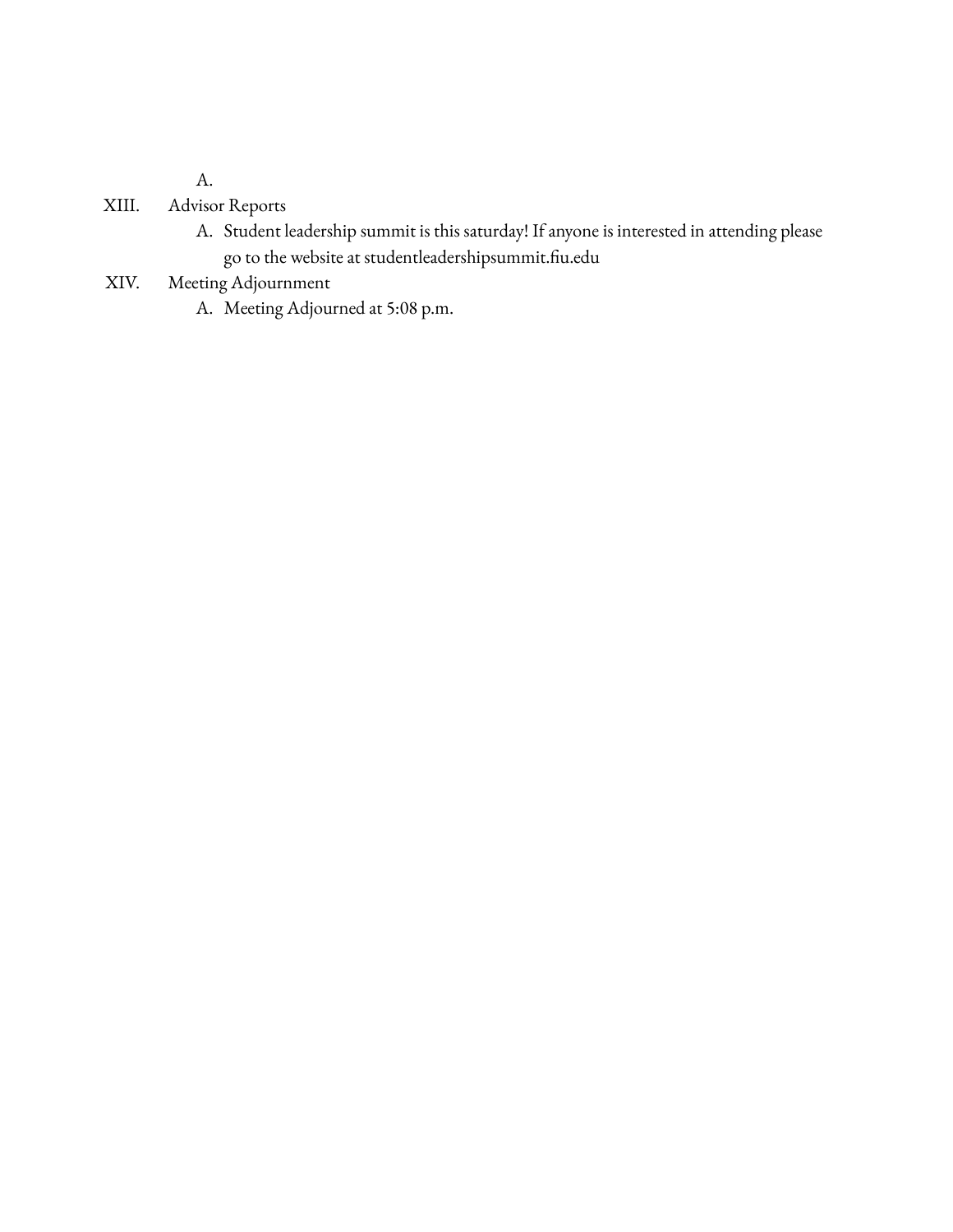A.

XIII. Advisor Reports

A. Student leadership summit is this saturday! If anyone is interested in attending please go to the website at studentleadershipsummit.fiu.edu

XIV. Meeting Adjournment

A. Meeting Adjourned at 5:08 p.m.